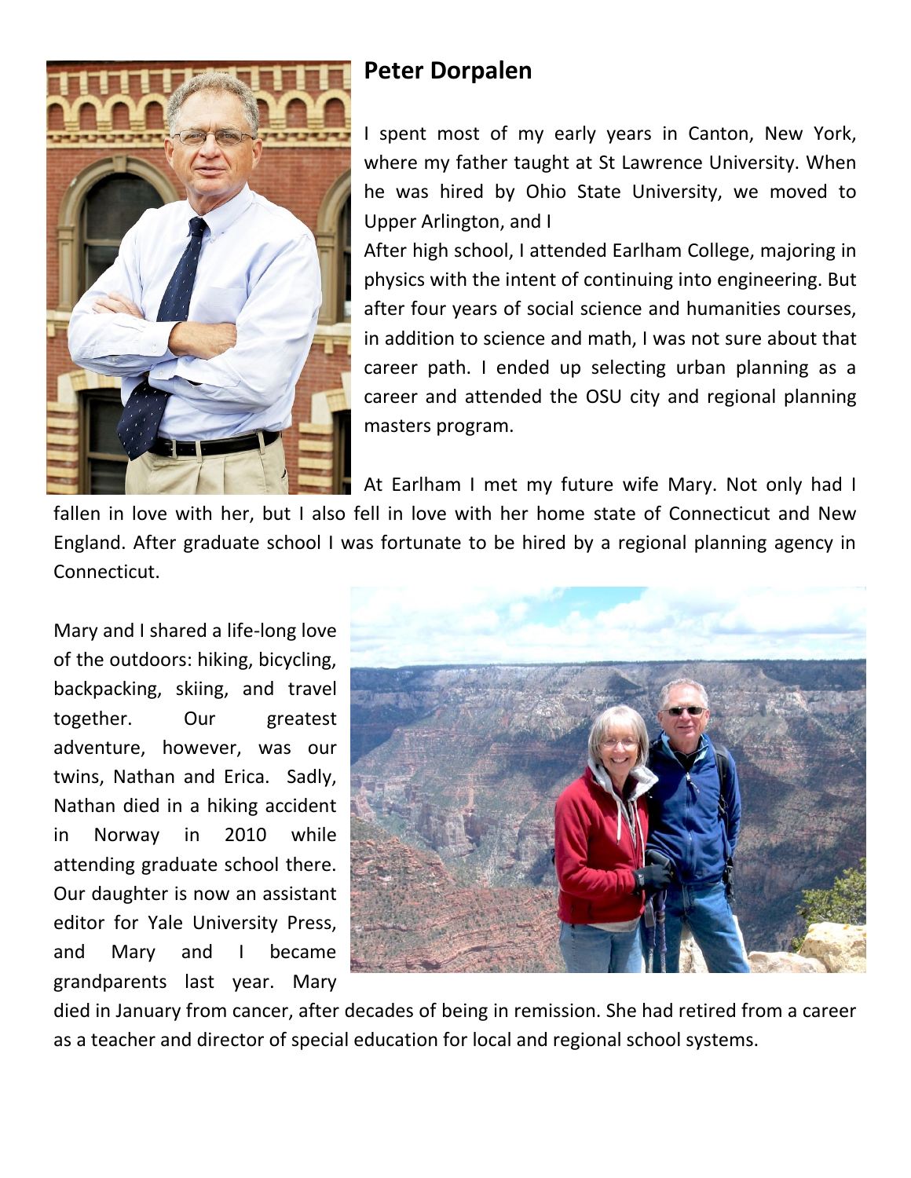## Peter Dorpalen

I spent most of my early years in Canton, New York, where my father taught at St Lawrence University. When he was hired by Ohio State University, we moved to Upper Arlington, and I

After high school, I attended Earlham College, majoring in physics with the intent of continuing into engineering. But after four years of social science and humanities courses, in addition to science and math, I was not sure about that career path. I ended up selecting urban planning as a career and attended the OSU city and regional planning masters program.

At Earlham I met my future wife Mary. Not only had I fallen in love with her, but I also fell in love with her home state of Connecticut and New England. After graduate school I was fortunate to be hired by a regional planning agency in Connecticut.

Mary and I shared a life-long love of the outdoors: hiking, bicycling, backpacking, skiing, and travel together. Our greatest adventure, however, was our twins, Nathan and Erica. Sadly, Nathan died in a hiking accident in Norway in 2010 while attending graduate school there. Our daughter is now an assistant editor for Yale University Press, and Mary and I became grandparents last year. Mary died in January from cancer, after decades of being in remission. She had retired from a career as a teacher and director of special education for local and regional school systems.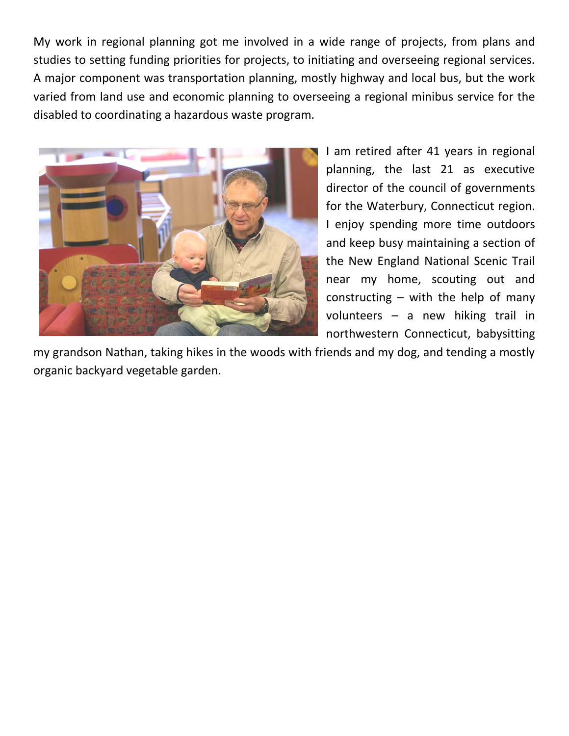My work in regional planning got me involved in a wide range of projects, from plans and studies to setting funding priorities for projects, to initiating and overseeing regional services. A major component was transportation planning, mostly highway and local bus, but the work varied from land use and economic planning to overseeing a regional minibus service for the disabled to coordinating a hazardous waste program.

I am retired after 41 years in regional planning, the last 21 as executive director of the council of governments for the Waterbury, Connecticut region. I enjoy spending more time outdoors and keep busy maintaining a section of the New England National Scenic Trail near my home, scouting out and constructing – with the help of many volunteers – a new hiking trail in northwestern Connecticut, babysitting my grandson Nathan, taking hikes in the woods with friends and my dog, and tending a mostly organic backyard vegetable garden.